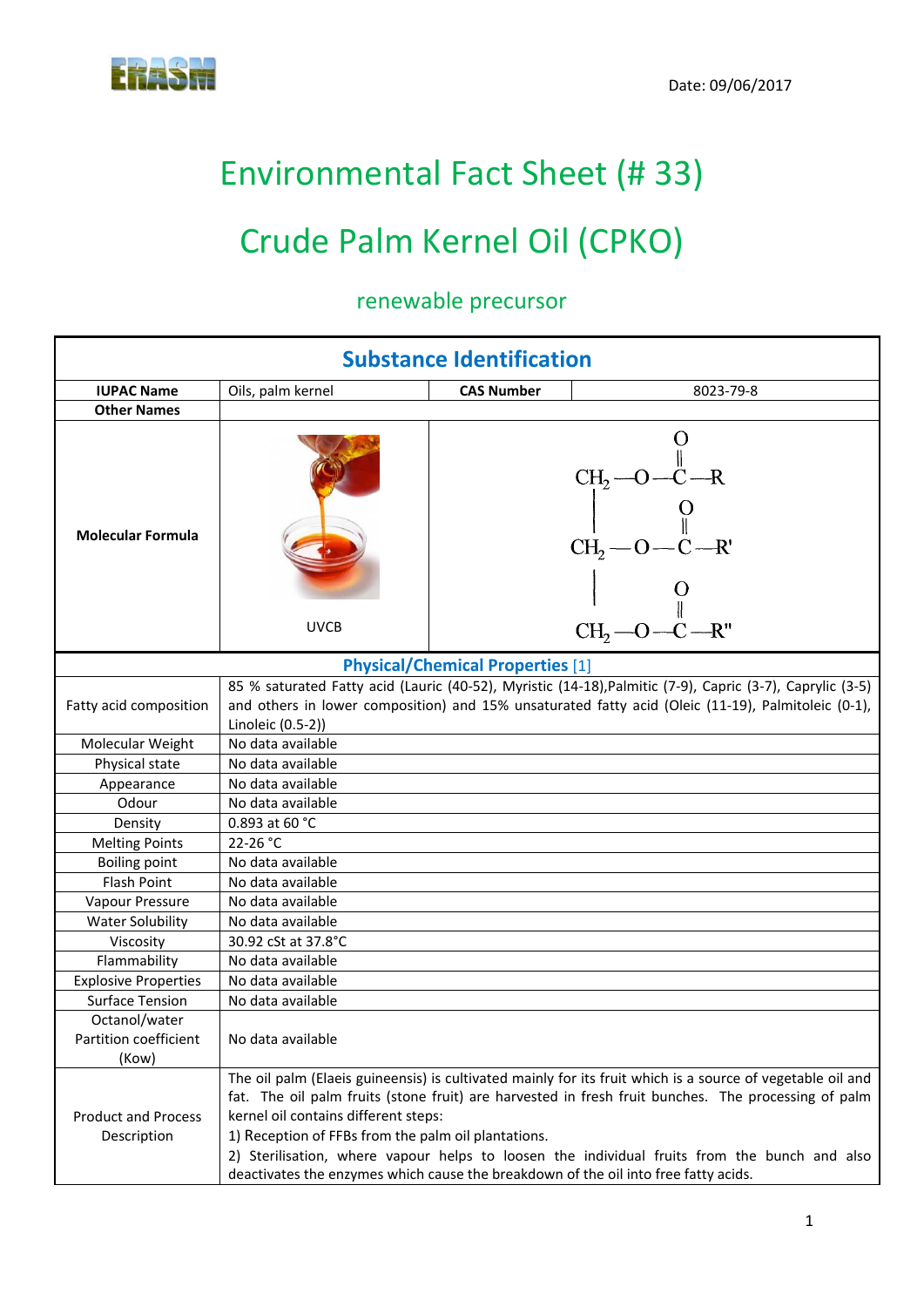Date: 09/06/2017

# Environmental Fact Sheet (# 33)

# Crude Palm Kernel Oil (CPKO)

## renewable precursor

| Substance Identification | | | |
|---|---|---|---|
| **IUPAC Name** | Oils, palm kernel | **CAS Number** | 8023-79-8 |
| **Other Names** | | | |
| **Molecular Formula** | UVCB | | $CH_2-O-C(=O)-R$ / $CH-O-C(=O)-R'$ / $CH_2-O-C(=O)-R''$ |

| Physical/Chemical Properties [1] | |
|---|---|
| Fatty acid composition | 85 % saturated Fatty acid (Lauric (40-52), Myristic (14-18),Palmitic (7-9), Capric (3-7), Caprylic (3-5) and others in lower composition) and 15% unsaturated fatty acid (Oleic (11-19), Palmitoleic (0-1), Linoleic (0.5-2)) |
| Molecular Weight | No data available |
| Physical state | No data available |
| Appearance | No data available |
| Odour | No data available |
| Density | 0.893 at 60 °C |
| Melting Points | 22-26 °C |
| Boiling point | No data available |
| Flash Point | No data available |
| Vapour Pressure | No data available |
| Water Solubility | No data available |
| Viscosity | 30.92 cSt at 37.8°C |
| Flammability | No data available |
| Explosive Properties | No data available |
| Surface Tension | No data available |
| Octanol/water Partition coefficient (Kow) | No data available |
| Product and Process Description | The oil palm (Elaeis guineensis) is cultivated mainly for its fruit which is a source of vegetable oil and fat. The oil palm fruits (stone fruit) are harvested in fresh fruit bunches. The processing of palm kernel oil contains different steps:<br>1) Reception of FFBs from the palm oil plantations.<br>2) Sterilisation, where vapour helps to loosen the individual fruits from the bunch and also deactivates the enzymes which cause the breakdown of the oil into free fatty acids. |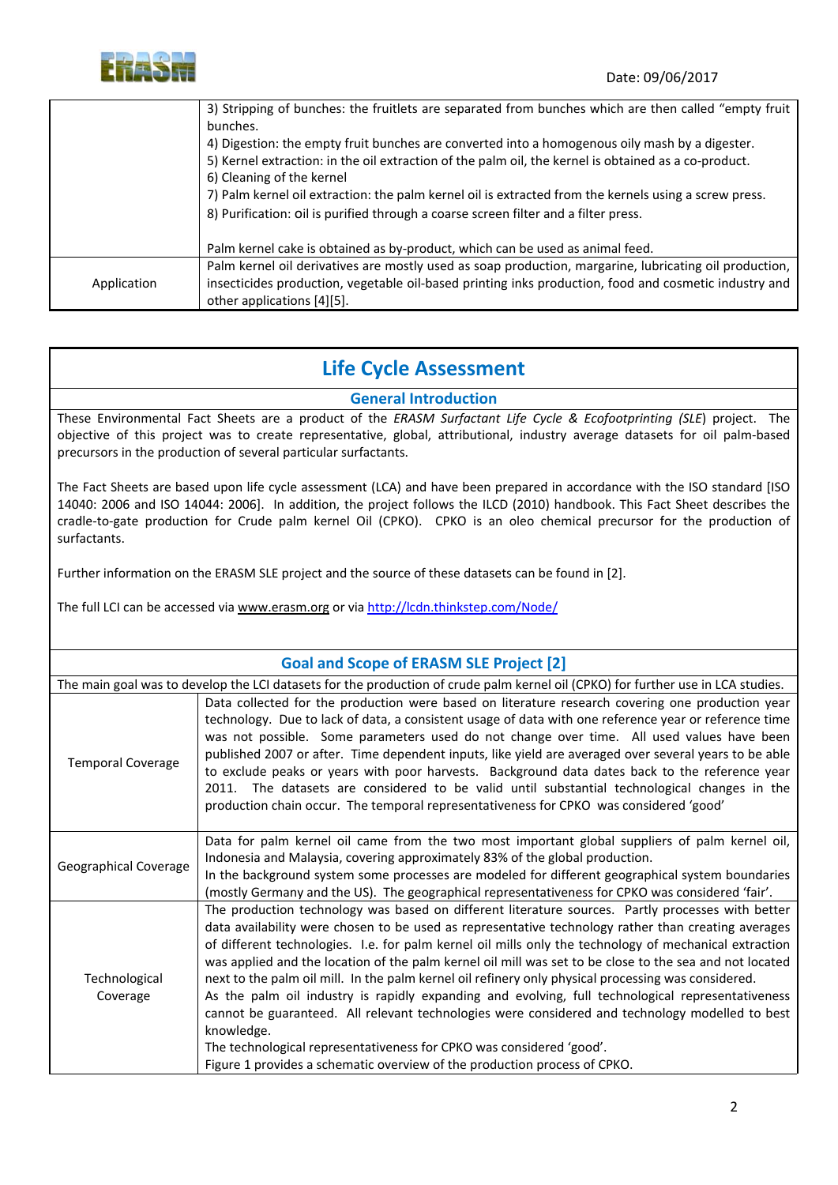| | |
|---|---|
| | 3) Stripping of bunches: the fruitlets are separated from bunches which are then called "empty fruit bunches.<br>4) Digestion: the empty fruit bunches are converted into a homogenous oily mash by a digester.<br>5) Kernel extraction: in the oil extraction of the palm oil, the kernel is obtained as a co-product.<br>6) Cleaning of the kernel<br>7) Palm kernel oil extraction: the palm kernel oil is extracted from the kernels using a screw press.<br>8) Purification: oil is purified through a coarse screen filter and a filter press.<br><br>Palm kernel cake is obtained as by-product, which can be used as animal feed. |
| Application | Palm kernel oil derivatives are mostly used as soap production, margarine, lubricating oil production, insecticides production, vegetable oil-based printing inks production, food and cosmetic industry and other applications [4][5]. |

# Life Cycle Assessment

## General Introduction

These Environmental Fact Sheets are a product of the *ERASM Surfactant Life Cycle & Ecofootprinting (SLE)* project. The objective of this project was to create representative, global, attributional, industry average datasets for oil palm-based precursors in the production of several particular surfactants.

The Fact Sheets are based upon life cycle assessment (LCA) and have been prepared in accordance with the ISO standard [ISO 14040: 2006 and ISO 14044: 2006]. In addition, the project follows the ILCD (2010) handbook. This Fact Sheet describes the cradle-to-gate production for Crude palm kernel Oil (CPKO). CPKO is an oleo chemical precursor for the production of surfactants.

Further information on the ERASM SLE project and the source of these datasets can be found in [2].

The full LCI can be accessed via www.erasm.org or via http://lcdn.thinkstep.com/Node/

## Goal and Scope of ERASM SLE Project [2]

The main goal was to develop the LCI datasets for the production of crude palm kernel oil (CPKO) for further use in LCA studies.

| | |
|---|---|
| Temporal Coverage | Data collected for the production were based on literature research covering one production year technology. Due to lack of data, a consistent usage of data with one reference year or reference time was not possible. Some parameters used do not change over time. All used values have been published 2007 or after. Time dependent inputs, like yield are averaged over several years to be able to exclude peaks or years with poor harvests. Background data dates back to the reference year 2011. The datasets are considered to be valid until substantial technological changes in the production chain occur. The temporal representativeness for CPKO was considered 'good' |
| Geographical Coverage | Data for palm kernel oil came from the two most important global suppliers of palm kernel oil, Indonesia and Malaysia, covering approximately 83% of the global production.<br>In the background system some processes are modeled for different geographical system boundaries (mostly Germany and the US). The geographical representativeness for CPKO was considered 'fair'. |
| Technological Coverage | The production technology was based on different literature sources. Partly processes with better data availability were chosen to be used as representative technology rather than creating averages of different technologies. I.e. for palm kernel oil mills only the technology of mechanical extraction was applied and the location of the palm kernel oil mill was set to be close to the sea and not located next to the palm oil mill. In the palm kernel oil refinery only physical processing was considered.<br>As the palm oil industry is rapidly expanding and evolving, full technological representativeness cannot be guaranteed. All relevant technologies were considered and technology modelled to best knowledge.<br>The technological representativeness for CPKO was considered 'good'.<br>Figure 1 provides a schematic overview of the production process of CPKO. |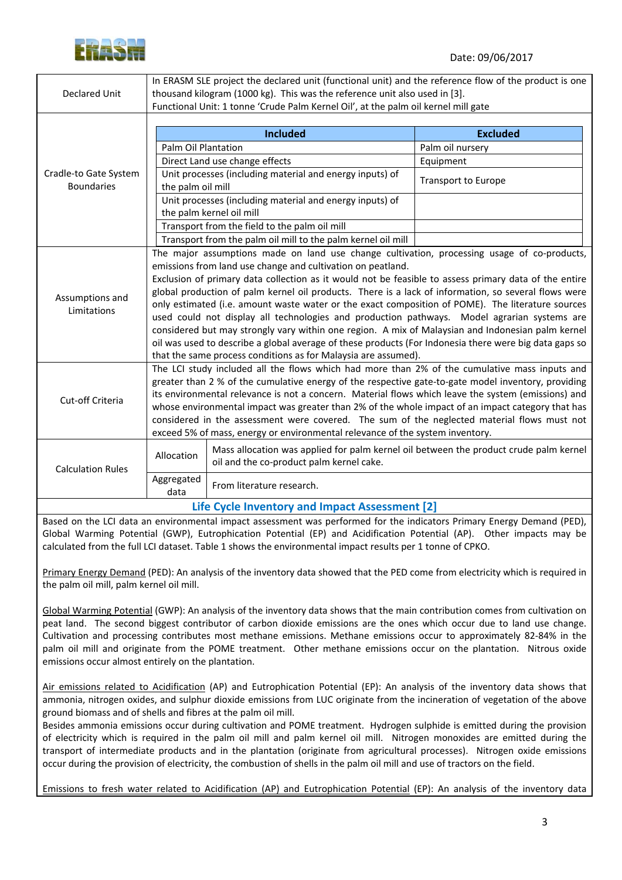| | |
|---|---|
| Declared Unit | In ERASM SLE project the declared unit (functional unit) and the reference flow of the product is one thousand kilogram (1000 kg). This was the reference unit also used in [3]. Functional Unit: 1 tonne 'Crude Palm Kernel Oil', at the palm oil kernel mill gate |
| Cradle-to Gate System Boundaries | **Included** / **Excluded**: Palm Oil Plantation / Palm oil nursery; Direct Land use change effects / Equipment; Unit processes (including material and energy inputs) of the palm oil mill / Transport to Europe; Unit processes (including material and energy inputs) of the palm kernel oil mill; Transport from the field to the palm oil mill; Transport from the palm oil mill to the palm kernel oil mill |
| Assumptions and Limitations | The major assumptions made on land use change cultivation, processing usage of co-products, emissions from land use change and cultivation on peatland. Exclusion of primary data collection as it would not be feasible to assess primary data of the entire global production of palm kernel oil products. There is a lack of information, so several flows were only estimated (i.e. amount waste water or the exact composition of POME). The literature sources used could not display all technologies and production pathways. Model agrarian systems are considered but may strongly vary within one region. A mix of Malaysian and Indonesian palm kernel oil was used to describe a global average of these products (For Indonesia there were big data gaps so that the same process conditions as for Malaysia are assumed). |
| Cut-off Criteria | The LCI study included all the flows which had more than 2% of the cumulative mass inputs and greater than 2 % of the cumulative energy of the respective gate-to-gate model inventory, providing its environmental relevance is not a concern. Material flows which leave the system (emissions) and whose environmental impact was greater than 2% of the whole impact of an impact category that has considered in the assessment were covered. The sum of the neglected material flows must not exceed 5% of mass, energy or environmental relevance of the system inventory. |
| Calculation Rules | **Allocation**: Mass allocation was applied for palm kernel oil between the product crude palm kernel oil and the co-product palm kernel cake. **Aggregated data**: From literature research. |

| Included | Excluded |
|---|---|
| Palm Oil Plantation | Palm oil nursery |
| Direct Land use change effects | Equipment |
| Unit processes (including material and energy inputs) of the palm oil mill | Transport to Europe |
| Unit processes (including material and energy inputs) of the palm kernel oil mill | |
| Transport from the field to the palm oil mill | |
| Transport from the palm oil mill to the palm kernel oil mill | |

## Life Cycle Inventory and Impact Assessment [2]

Based on the LCI data an environmental impact assessment was performed for the indicators Primary Energy Demand (PED), Global Warming Potential (GWP), Eutrophication Potential (EP) and Acidification Potential (AP). Other impacts may be calculated from the full LCI dataset. Table 1 shows the environmental impact results per 1 tonne of CPKO.

Primary Energy Demand (PED): An analysis of the inventory data showed that the PED come from electricity which is required in the palm oil mill, palm kernel oil mill.

Global Warming Potential (GWP): An analysis of the inventory data shows that the main contribution comes from cultivation on peat land. The second biggest contributor of carbon dioxide emissions are the ones which occur due to land use change. Cultivation and processing contributes most methane emissions. Methane emissions occur to approximately 82-84% in the palm oil mill and originate from the POME treatment. Other methane emissions occur on the plantation. Nitrous oxide emissions occur almost entirely on the plantation.

Air emissions related to Acidification (AP) and Eutrophication Potential (EP): An analysis of the inventory data shows that ammonia, nitrogen oxides, and sulphur dioxide emissions from LUC originate from the incineration of vegetation of the above ground biomass and of shells and fibres at the palm oil mill.
Besides ammonia emissions occur during cultivation and POME treatment. Hydrogen sulphide is emitted during the provision of electricity which is required in the palm oil mill and palm kernel oil mill. Nitrogen monoxides are emitted during the transport of intermediate products and in the plantation (originate from agricultural processes). Nitrogen oxide emissions occur during the provision of electricity, the combustion of shells in the palm oil mill and use of tractors on the field.

Emissions to fresh water related to Acidification (AP) and Eutrophication Potential (EP): An analysis of the inventory data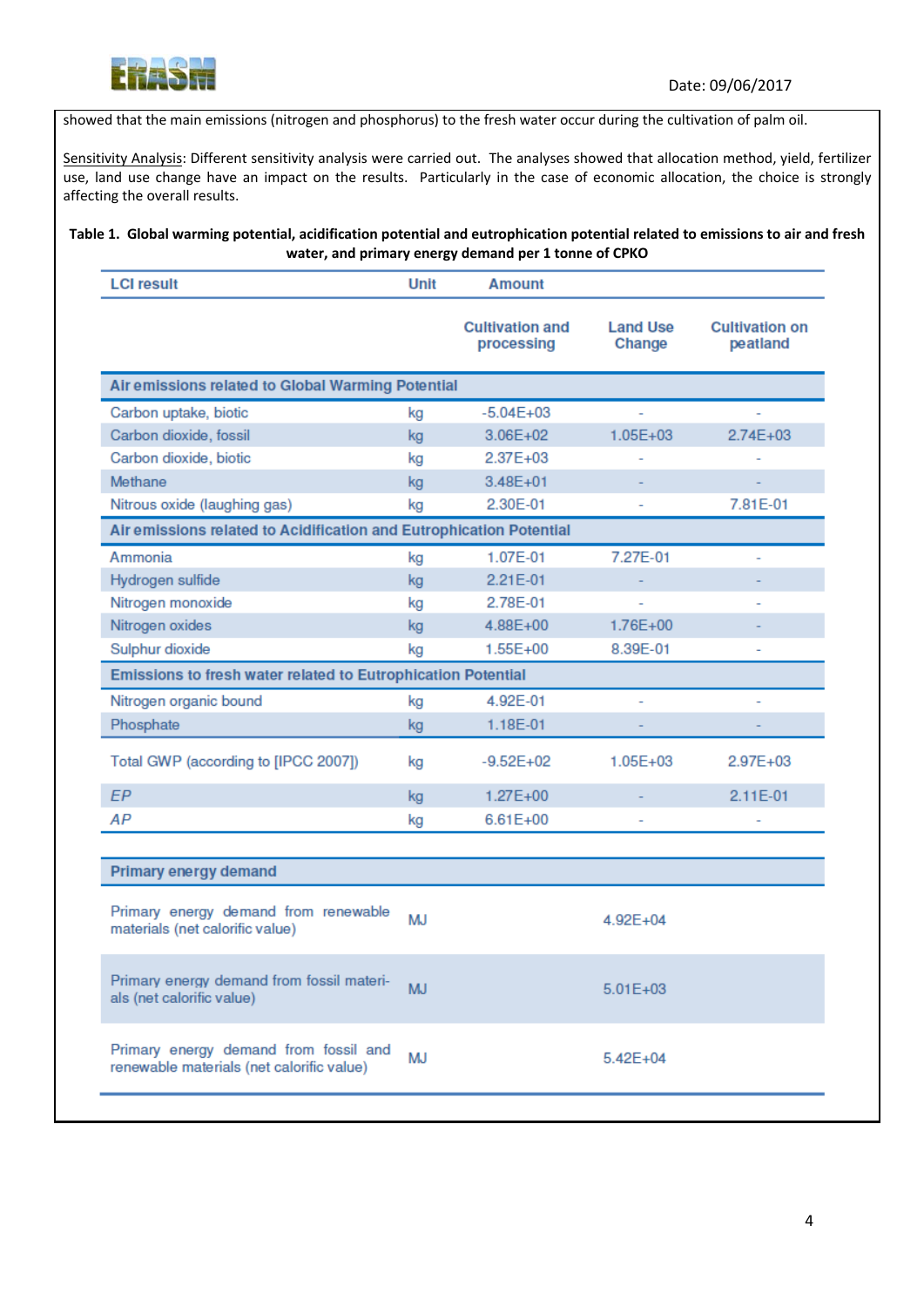showed that the main emissions (nitrogen and phosphorus) to the fresh water occur during the cultivation of palm oil.

Sensitivity Analysis: Different sensitivity analysis were carried out. The analyses showed that allocation method, yield, fertilizer use, land use change have an impact on the results. Particularly in the case of economic allocation, the choice is strongly affecting the overall results.

**Table 1. Global warming potential, acidification potential and eutrophication potential related to emissions to air and fresh water, and primary energy demand per 1 tonne of CPKO**

| LCI result | Unit | Amount | | |
|---|---|---|---|---|
| | | Cultivation and processing | Land Use Change | Cultivation on peatland |
| **Air emissions related to Global Warming Potential** | | | | |
| Carbon uptake, biotic | kg | -5.04E+03 | - | - |
| Carbon dioxide, fossil | kg | 3.06E+02 | 1.05E+03 | 2.74E+03 |
| Carbon dioxide, biotic | kg | 2.37E+03 | - | - |
| Methane | kg | 3.48E+01 | - | - |
| Nitrous oxide (laughing gas) | kg | 2.30E-01 | - | 7.81E-01 |
| **Air emissions related to Acidification and Eutrophication Potential** | | | | |
| Ammonia | kg | 1.07E-01 | 7.27E-01 | - |
| Hydrogen sulfide | kg | 2.21E-01 | - | - |
| Nitrogen monoxide | kg | 2.78E-01 | - | - |
| Nitrogen oxides | kg | 4.88E+00 | 1.76E+00 | - |
| Sulphur dioxide | kg | 1.55E+00 | 8.39E-01 | - |
| **Emissions to fresh water related to Eutrophication Potential** | | | | |
| Nitrogen organic bound | kg | 4.92E-01 | - | - |
| Phosphate | kg | 1.18E-01 | - | - |
| Total GWP (according to [IPCC 2007]) | kg | -9.52E+02 | 1.05E+03 | 2.97E+03 |
| *EP* | kg | 1.27E+00 | - | 2.11E-01 |
| *AP* | kg | 6.61E+00 | - | - |

| Primary energy demand | | |
|---|---|---|
| Primary energy demand from renewable materials (net calorific value) | MJ | 4.92E+04 |
| Primary energy demand from fossil materials (net calorific value) | MJ | 5.01E+03 |
| Primary energy demand from fossil and renewable materials (net calorific value) | MJ | 5.42E+04 |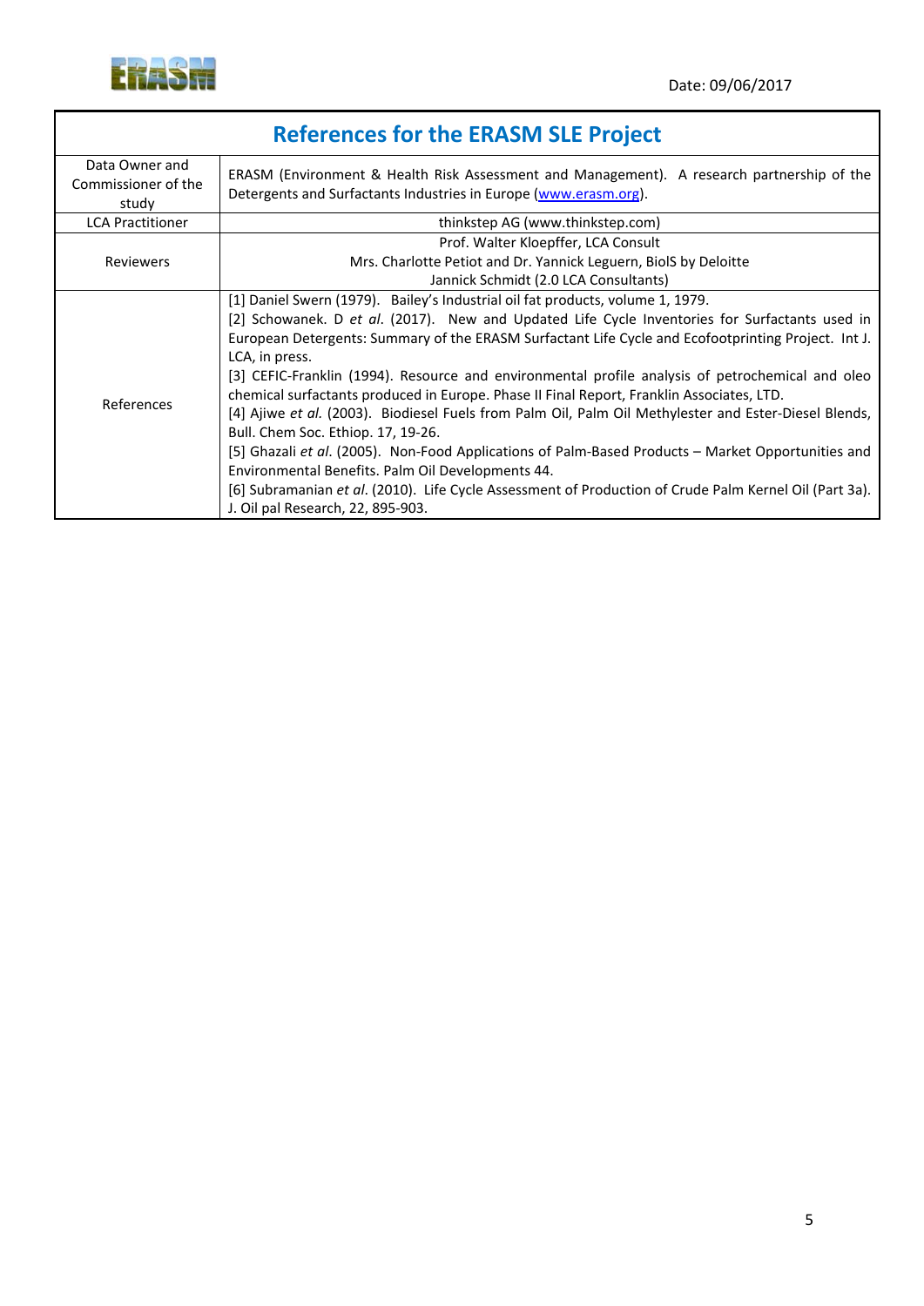| References for the ERASM SLE Project | |
|---|---|
| Data Owner and Commissioner of the study | ERASM (Environment & Health Risk Assessment and Management). A research partnership of the Detergents and Surfactants Industries in Europe (www.erasm.org). |
| LCA Practitioner | thinkstep AG (www.thinkstep.com) |
| Reviewers | Prof. Walter Kloepffer, LCA Consult<br>Mrs. Charlotte Petiot and Dr. Yannick Leguern, BiolS by Deloitte<br>Jannick Schmidt (2.0 LCA Consultants) |
| References | [1] Daniel Swern (1979). Bailey's Industrial oil fat products, volume 1, 1979.<br>[2] Schowanek. D *et al*. (2017). New and Updated Life Cycle Inventories for Surfactants used in European Detergents: Summary of the ERASM Surfactant Life Cycle and Ecofootprinting Project. Int J. LCA, in press.<br>[3] CEFIC-Franklin (1994). Resource and environmental profile analysis of petrochemical and oleo chemical surfactants produced in Europe. Phase II Final Report, Franklin Associates, LTD.<br>[4] Ajiwe *et al.* (2003). Biodiesel Fuels from Palm Oil, Palm Oil Methylester and Ester-Diesel Blends, Bull. Chem Soc. Ethiop. 17, 19-26.<br>[5] Ghazali *et al*. (2005). Non-Food Applications of Palm-Based Products – Market Opportunities and Environmental Benefits. Palm Oil Developments 44.<br>[6] Subramanian *et al*. (2010). Life Cycle Assessment of Production of Crude Palm Kernel Oil (Part 3a). J. Oil pal Research, 22, 895-903. |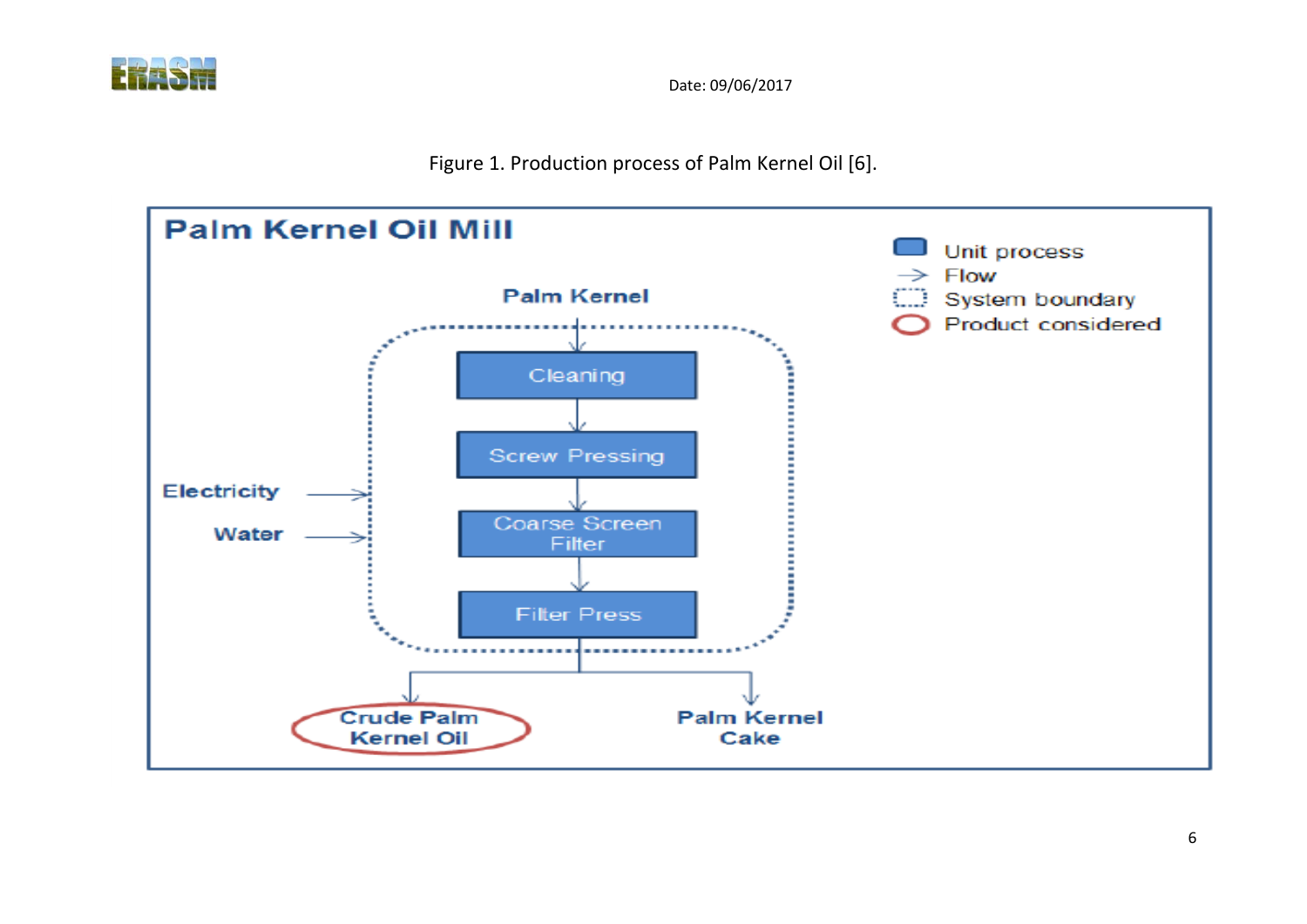Figure 1. Production process of Palm Kernel Oil [6].

Palm Kernel Oil Mill

Unit process
Flow
System boundary
Product considered

Palm Kernel

Cleaning

Screw Pressing

Coarse Screen Filter

Filter Press

Electricity

Water

Crude Palm Kernel Oil

Palm Kernel Cake